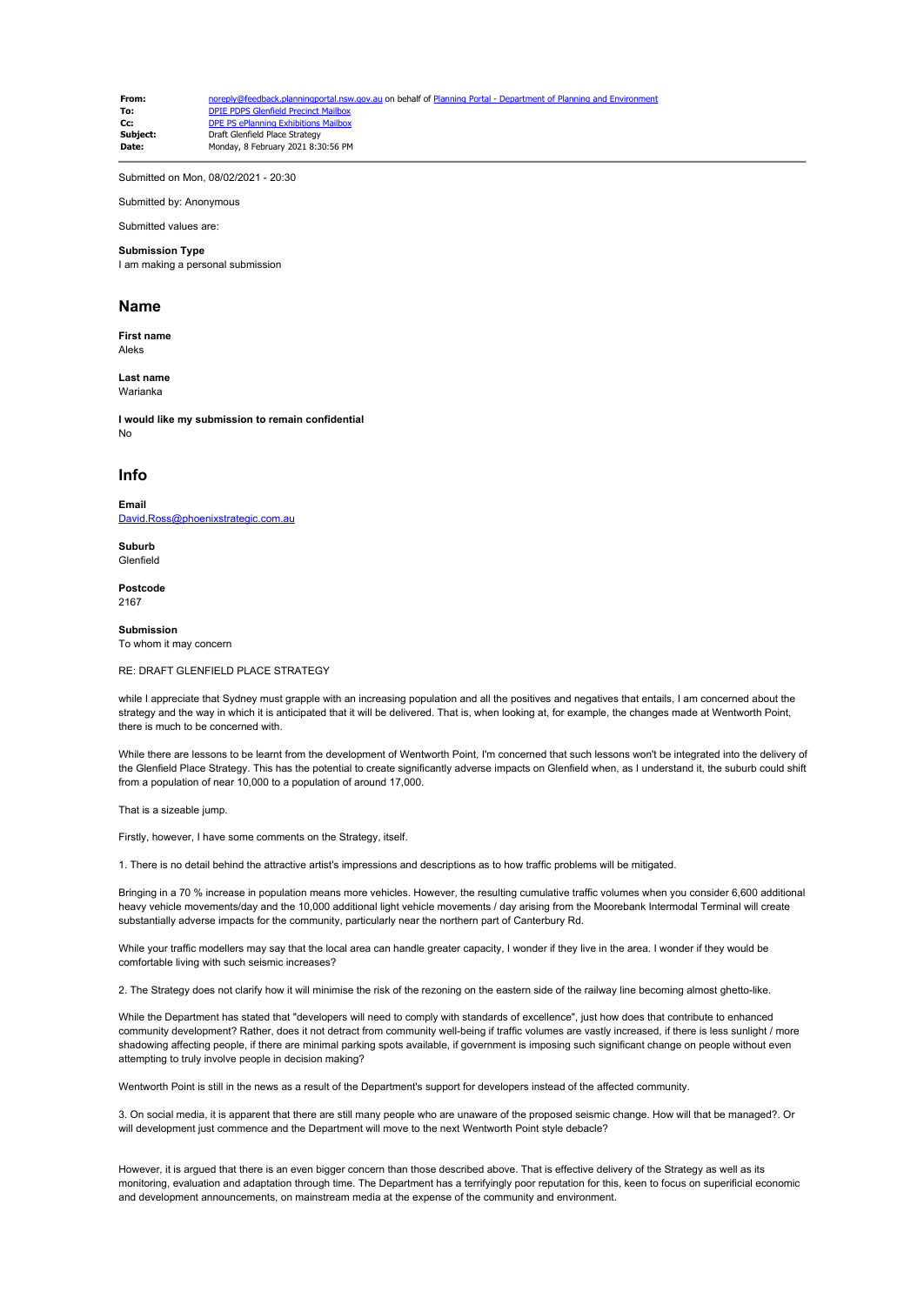| | |
|---|---|
| **From:** | noreply@feedback.planningportal.nsw.gov.au on behalf of Planning Portal - Department of Planning and Environment |
| **To:** | DPIE PDPS Glenfield Precinct Mailbox |
| **Cc:** | DPE PS ePlanning Exhibitions Mailbox |
| **Subject:** | Draft Glenfield Place Strategy |
| **Date:** | Monday, 8 February 2021 8:30:56 PM |

Submitted on Mon, 08/02/2021 - 20:30

Submitted by: Anonymous

Submitted values are:

**Submission Type**
I am making a personal submission

## Name

**First name**
Aleks

**Last name**
Warianka

**I would like my submission to remain confidential**
No

## Info

**Email**
David.Ross@phoenixstrategic.com.au

**Suburb**
Glenfield

**Postcode**
2167

**Submission**
To whom it may concern

RE: DRAFT GLENFIELD PLACE STRATEGY

while I appreciate that Sydney must grapple with an increasing population and all the positives and negatives that entails, I am concerned about the strategy and the way in which it is anticipated that it will be delivered. That is, when looking at, for example, the changes made at Wentworth Point, there is much to be concerned with.

While there are lessons to be learnt from the development of Wentworth Point, I'm concerned that such lessons won't be integrated into the delivery of the Glenfield Place Strategy. This has the potential to create significantly adverse impacts on Glenfield when, as I understand it, the suburb could shift from a population of near 10,000 to a population of around 17,000.

That is a sizeable jump.

Firstly, however, I have some comments on the Strategy, itself.

1. There is no detail behind the attractive artist's impressions and descriptions as to how traffic problems will be mitigated.

Bringing in a 70 % increase in population means more vehicles. However, the resulting cumulative traffic volumes when you consider 6,600 additional heavy vehicle movements/day and the 10,000 additional light vehicle movements / day arising from the Moorebank Intermodal Terminal will create substantially adverse impacts for the community, particularly near the northern part of Canterbury Rd.

While your traffic modellers may say that the local area can handle greater capacity, I wonder if they live in the area. I wonder if they would be comfortable living with such seismic increases?

2. The Strategy does not clarify how it will minimise the risk of the rezoning on the eastern side of the railway line becoming almost ghetto-like.

While the Department has stated that "developers will need to comply with standards of excellence", just how does that contribute to enhanced community development? Rather, does it not detract from community well-being if traffic volumes are vastly increased, if there is less sunlight / more shadowing affecting people, if there are minimal parking spots available, if government is imposing such significant change on people without even attempting to truly involve people in decision making?

Wentworth Point is still in the news as a result of the Department's support for developers instead of the affected community.

3. On social media, it is apparent that there are still many people who are unaware of the proposed seismic change. How will that be managed?. Or will development just commence and the Department will move to the next Wentworth Point style debacle?

However, it is argued that there is an even bigger concern than those described above. That is effective delivery of the Strategy as well as its monitoring, evaluation and adaptation through time. The Department has a terrifyingly poor reputation for this, keen to focus on superficial economic and development announcements, on mainstream media at the expense of the community and environment.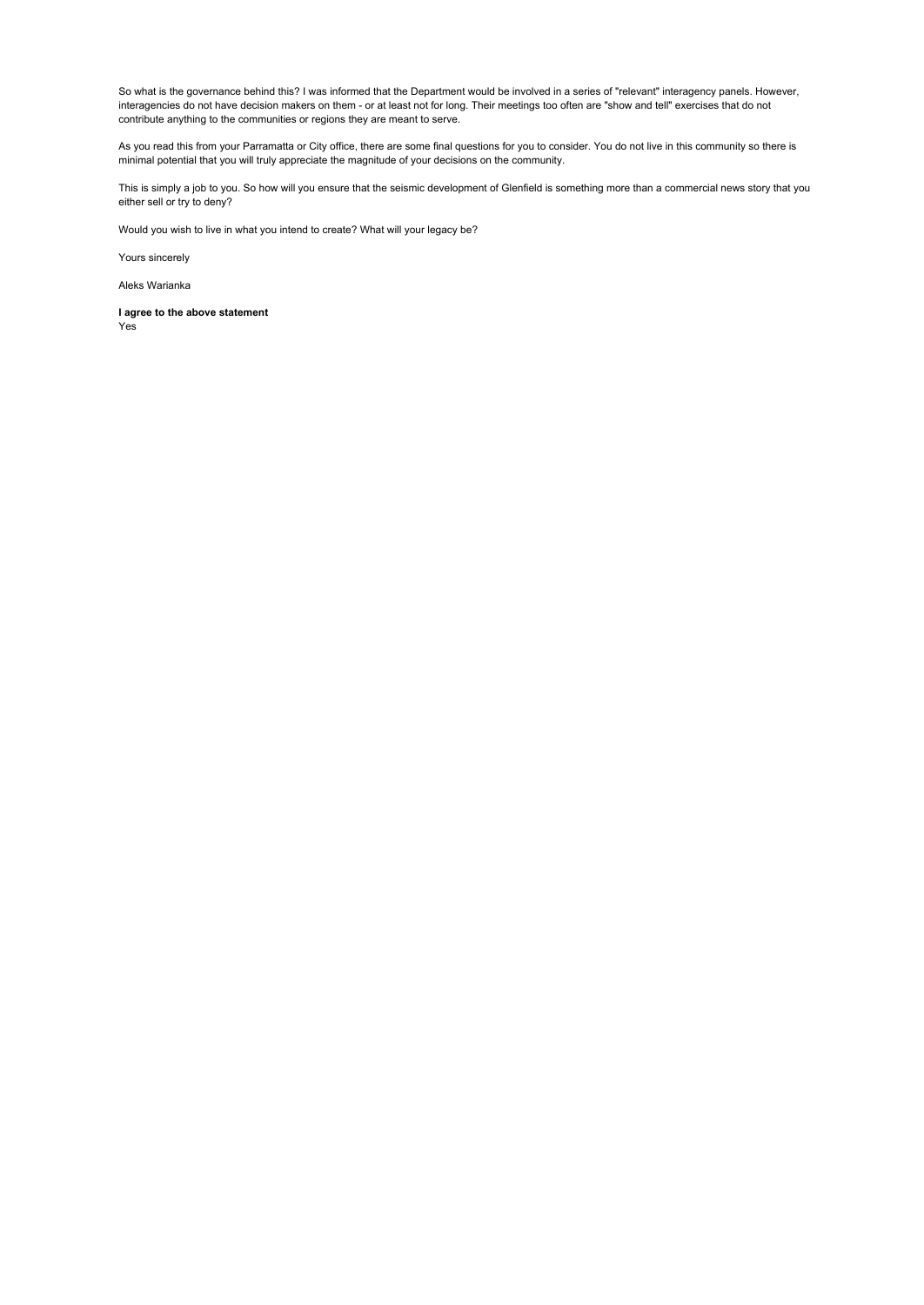So what is the governance behind this? I was informed that the Department would be involved in a series of "relevant" interagency panels. However, interagencies do not have decision makers on them - or at least not for long. Their meetings too often are "show and tell" exercises that do not contribute anything to the communities or regions they are meant to serve.

As you read this from your Parramatta or City office, there are some final questions for you to consider. You do not live in this community so there is minimal potential that you will truly appreciate the magnitude of your decisions on the community.

This is simply a job to you. So how will you ensure that the seismic development of Glenfield is something more than a commercial news story that you either sell or try to deny?

Would you wish to live in what you intend to create? What will your legacy be?

Yours sincerely

Aleks Warianka

**I agree to the above statement**
Yes